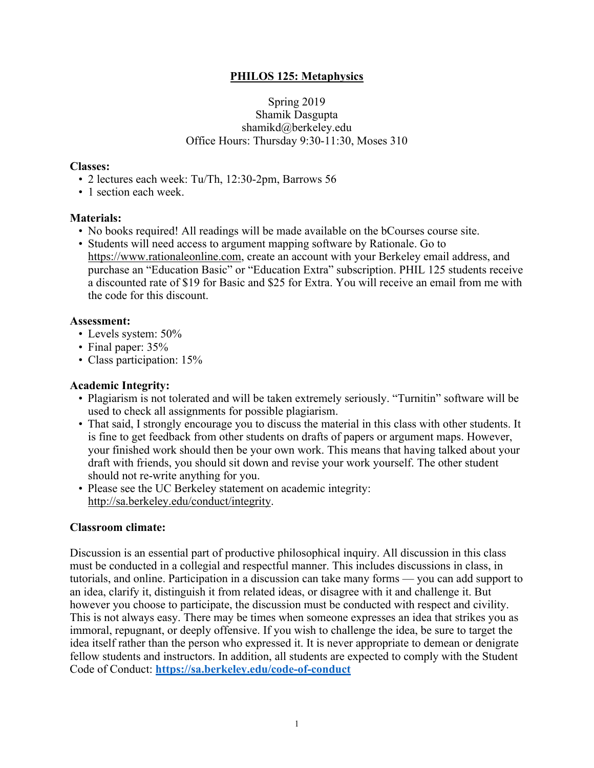# PHILOS 125: Metaphysics

Spring 2019
Shamik Dasgupta
shamikd@berkeley.edu
Office Hours: Thursday 9:30-11:30, Moses 310

**Classes:**

- 2 lectures each week: Tu/Th, 12:30-2pm, Barrows 56
- 1 section each week.

**Materials:**

- No books required! All readings will be made available on the bCourses course site.
- Students will need access to argument mapping software by Rationale. Go to https://www.rationaleonline.com, create an account with your Berkeley email address, and purchase an "Education Basic" or "Education Extra" subscription. PHIL 125 students receive a discounted rate of $19 for Basic and $25 for Extra. You will receive an email from me with the code for this discount.

**Assessment:**

- Levels system: 50%
- Final paper: 35%
- Class participation: 15%

**Academic Integrity:**

- Plagiarism is not tolerated and will be taken extremely seriously. "Turnitin" software will be used to check all assignments for possible plagiarism.
- That said, I strongly encourage you to discuss the material in this class with other students. It is fine to get feedback from other students on drafts of papers or argument maps. However, your finished work should then be your own work. This means that having talked about your draft with friends, you should sit down and revise your work yourself. The other student should not re-write anything for you.
- Please see the UC Berkeley statement on academic integrity: http://sa.berkeley.edu/conduct/integrity.

**Classroom climate:**

Discussion is an essential part of productive philosophical inquiry. All discussion in this class must be conducted in a collegial and respectful manner. This includes discussions in class, in tutorials, and online. Participation in a discussion can take many forms — you can add support to an idea, clarify it, distinguish it from related ideas, or disagree with it and challenge it. But however you choose to participate, the discussion must be conducted with respect and civility. This is not always easy. There may be times when someone expresses an idea that strikes you as immoral, repugnant, or deeply offensive. If you wish to challenge the idea, be sure to target the idea itself rather than the person who expressed it. It is never appropriate to demean or denigrate fellow students and instructors. In addition, all students are expected to comply with the Student Code of Conduct: **https://sa.berkeley.edu/code-of-conduct**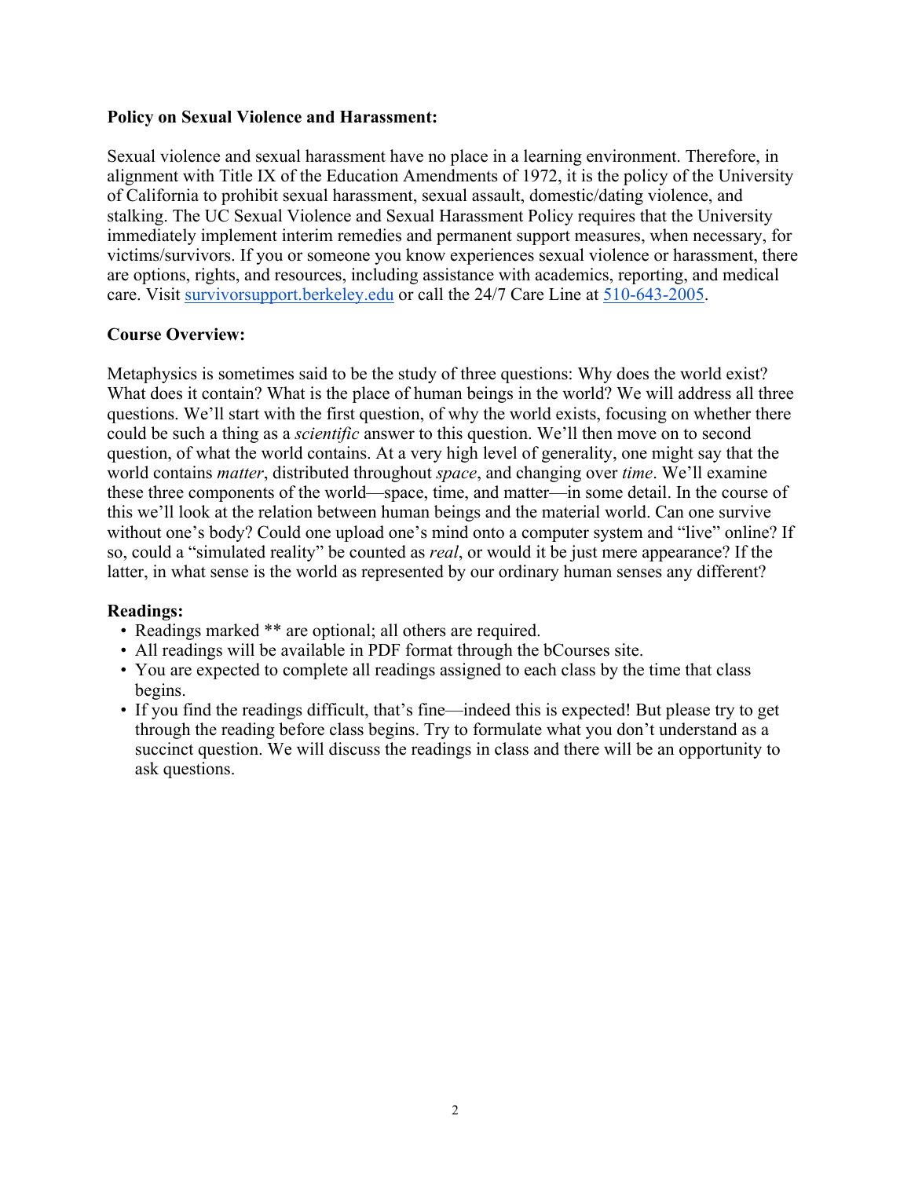**Policy on Sexual Violence and Harassment:**

Sexual violence and sexual harassment have no place in a learning environment. Therefore, in alignment with Title IX of the Education Amendments of 1972, it is the policy of the University of California to prohibit sexual harassment, sexual assault, domestic/dating violence, and stalking. The UC Sexual Violence and Sexual Harassment Policy requires that the University immediately implement interim remedies and permanent support measures, when necessary, for victims/survivors. If you or someone you know experiences sexual violence or harassment, there are options, rights, and resources, including assistance with academics, reporting, and medical care. Visit survivorsupport.berkeley.edu or call the 24/7 Care Line at 510-643-2005.

**Course Overview:**

Metaphysics is sometimes said to be the study of three questions: Why does the world exist? What does it contain? What is the place of human beings in the world? We will address all three questions. We'll start with the first question, of why the world exists, focusing on whether there could be such a thing as a *scientific* answer to this question. We'll then move on to second question, of what the world contains. At a very high level of generality, one might say that the world contains *matter*, distributed throughout *space*, and changing over *time*. We'll examine these three components of the world—space, time, and matter—in some detail. In the course of this we'll look at the relation between human beings and the material world. Can one survive without one's body? Could one upload one's mind onto a computer system and "live" online? If so, could a "simulated reality" be counted as *real*, or would it be just mere appearance? If the latter, in what sense is the world as represented by our ordinary human senses any different?

**Readings:**

- Readings marked ** are optional; all others are required.
- All readings will be available in PDF format through the bCourses site.
- You are expected to complete all readings assigned to each class by the time that class begins.
- If you find the readings difficult, that's fine—indeed this is expected! But please try to get through the reading before class begins. Try to formulate what you don't understand as a succinct question. We will discuss the readings in class and there will be an opportunity to ask questions.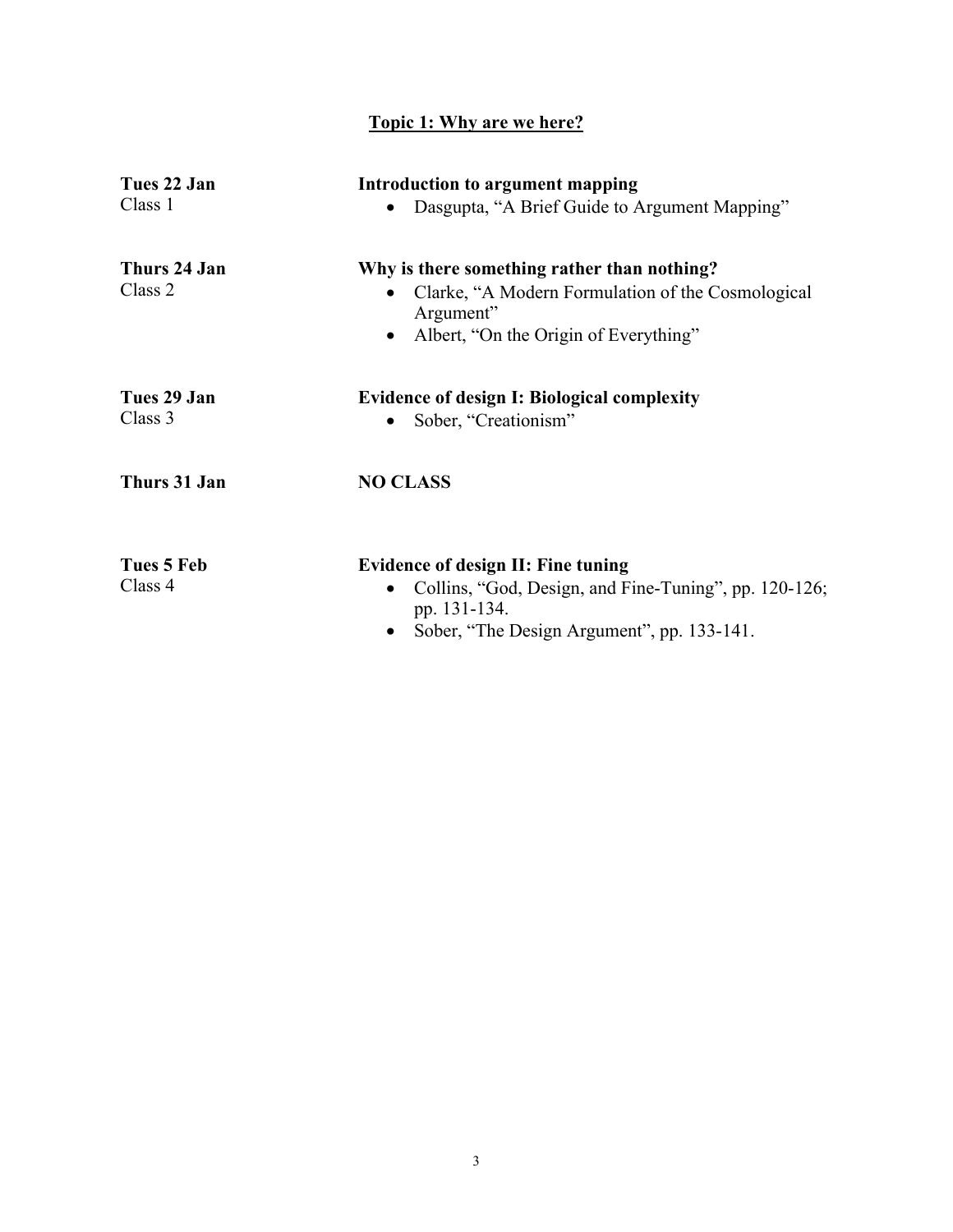## Topic 1: Why are we here?

**Tues 22 Jan**
Class 1

**Introduction to argument mapping**

- Dasgupta, "A Brief Guide to Argument Mapping"

**Thurs 24 Jan**
Class 2

**Why is there something rather than nothing?**

- Clarke, "A Modern Formulation of the Cosmological Argument"
- Albert, "On the Origin of Everything"

**Tues 29 Jan**
Class 3

**Evidence of design I: Biological complexity**

- Sober, "Creationism"

**Thurs 31 Jan**

**NO CLASS**

**Tues 5 Feb**
Class 4

**Evidence of design II: Fine tuning**

- Collins, "God, Design, and Fine-Tuning", pp. 120-126; pp. 131-134.
- Sober, "The Design Argument", pp. 133-141.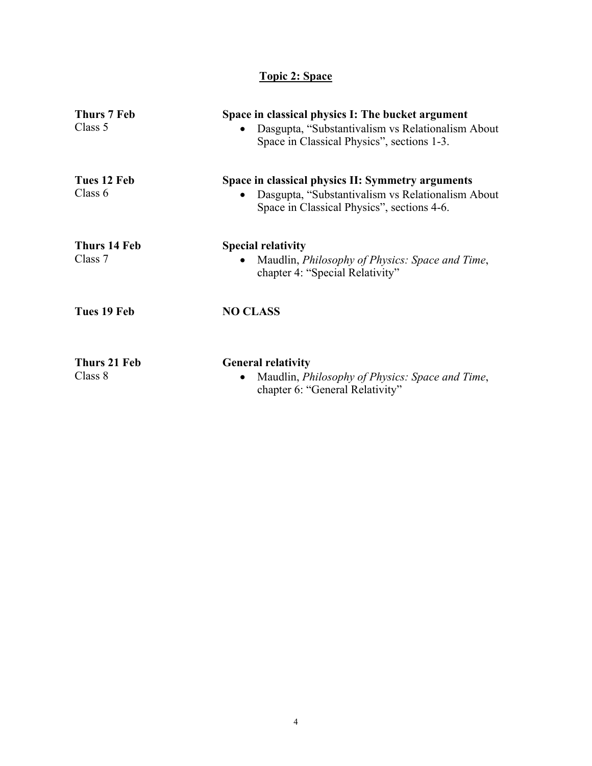## Topic 2: Space

**Thurs 7 Feb**
Class 5

**Space in classical physics I: The bucket argument**

- Dasgupta, "Substantivalism vs Relationalism About Space in Classical Physics", sections 1-3.

**Tues 12 Feb**
Class 6

**Space in classical physics II: Symmetry arguments**

- Dasgupta, "Substantivalism vs Relationalism About Space in Classical Physics", sections 4-6.

**Thurs 14 Feb**
Class 7

**Special relativity**

- Maudlin, *Philosophy of Physics: Space and Time*, chapter 4: "Special Relativity"

**Tues 19 Feb**

**NO CLASS**

**Thurs 21 Feb**
Class 8

**General relativity**

- Maudlin, *Philosophy of Physics: Space and Time*, chapter 6: "General Relativity"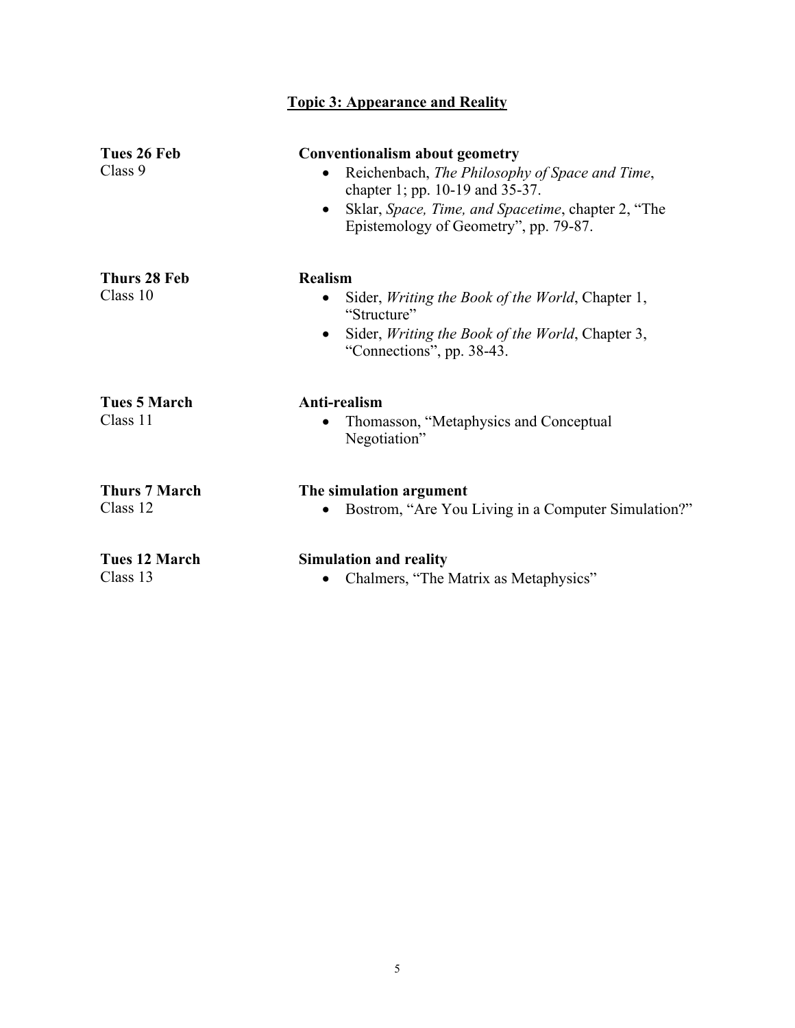## Topic 3: Appearance and Reality

**Tues 26 Feb**
Class 9

**Conventionalism about geometry**

- Reichenbach, *The Philosophy of Space and Time*, chapter 1; pp. 10-19 and 35-37.
- Sklar, *Space, Time, and Spacetime*, chapter 2, "The Epistemology of Geometry", pp. 79-87.

**Thurs 28 Feb**
Class 10

**Realism**

- Sider, *Writing the Book of the World*, Chapter 1, "Structure"
- Sider, *Writing the Book of the World*, Chapter 3, "Connections", pp. 38-43.

**Tues 5 March**
Class 11

**Anti-realism**

- Thomasson, "Metaphysics and Conceptual Negotiation"

**Thurs 7 March**
Class 12

**The simulation argument**

- Bostrom, "Are You Living in a Computer Simulation?"

**Tues 12 March**
Class 13

**Simulation and reality**

- Chalmers, "The Matrix as Metaphysics"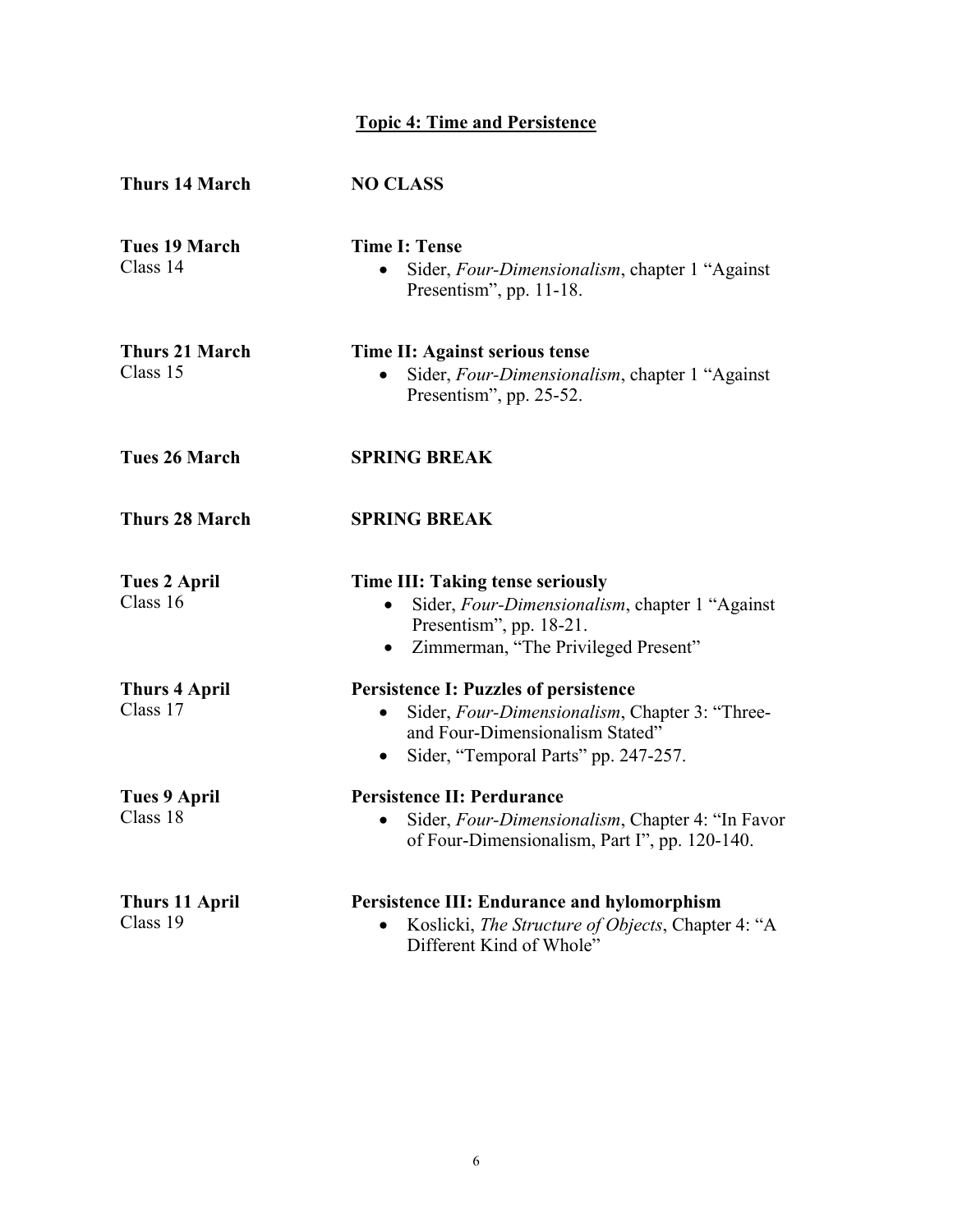## Topic 4: Time and Persistence

**Thurs 14 March** — **NO CLASS**

**Tues 19 March**
Class 14

**Time I: Tense**

- Sider, *Four-Dimensionalism*, chapter 1 "Against Presentism", pp. 11-18.

**Thurs 21 March**
Class 15

**Time II: Against serious tense**

- Sider, *Four-Dimensionalism*, chapter 1 "Against Presentism", pp. 25-52.

**Tues 26 March** — **SPRING BREAK**

**Thurs 28 March** — **SPRING BREAK**

**Tues 2 April**
Class 16

**Time III: Taking tense seriously**

- Sider, *Four-Dimensionalism*, chapter 1 "Against Presentism", pp. 18-21.
- Zimmerman, "The Privileged Present"

**Thurs 4 April**
Class 17

**Persistence I: Puzzles of persistence**

- Sider, *Four-Dimensionalism*, Chapter 3: "Three- and Four-Dimensionalism Stated"
- Sider, "Temporal Parts" pp. 247-257.

**Tues 9 April**
Class 18

**Persistence II: Perdurance**

- Sider, *Four-Dimensionalism*, Chapter 4: "In Favor of Four-Dimensionalism, Part I", pp. 120-140.

**Thurs 11 April**
Class 19

**Persistence III: Endurance and hylomorphism**

- Koslicki, *The Structure of Objects*, Chapter 4: "A Different Kind of Whole"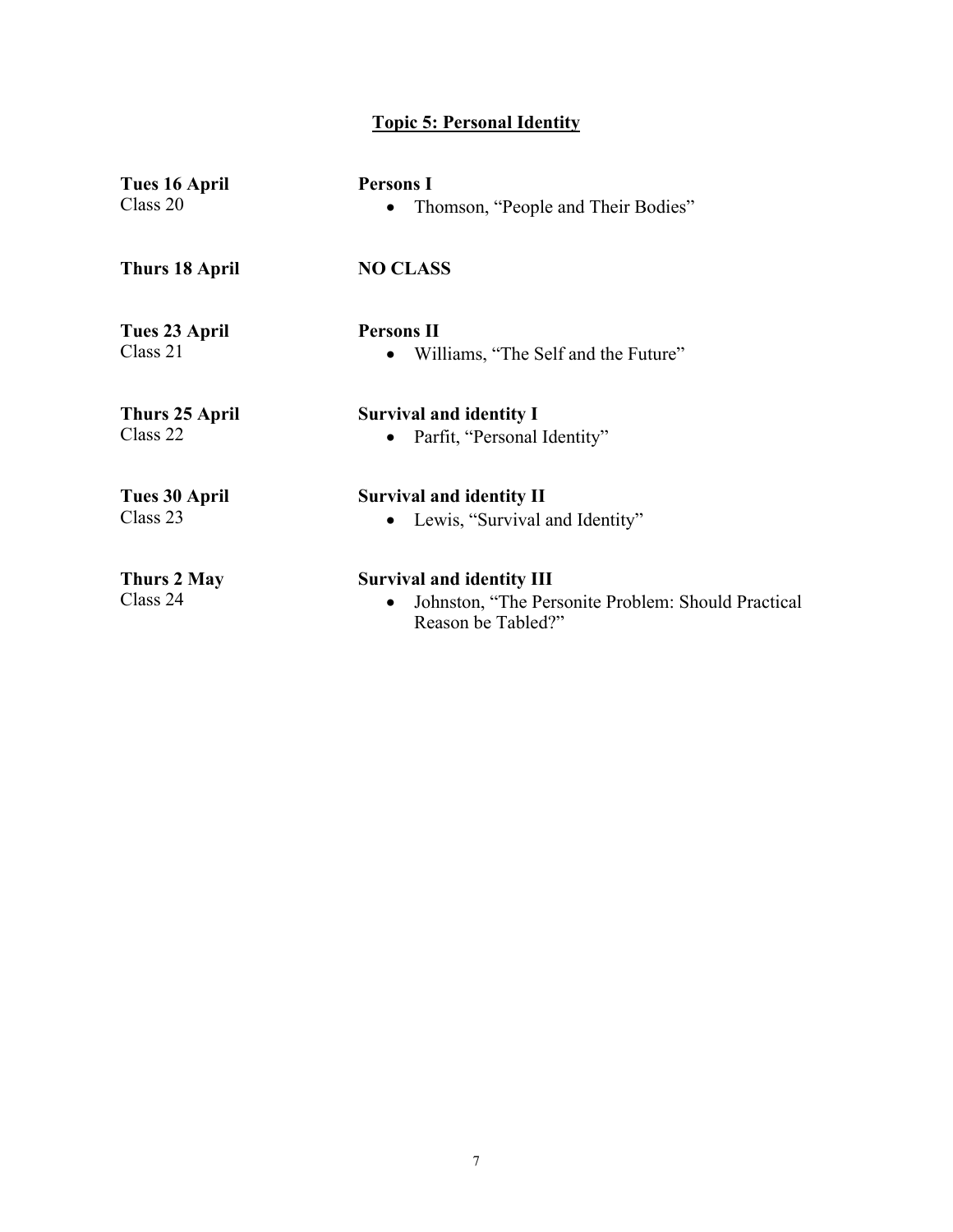## Topic 5: Personal Identity

**Tues 16 April**
Class 20

**Persons I**

- Thomson, "People and Their Bodies"

**Thurs 18 April**

**NO CLASS**

**Tues 23 April**
Class 21

**Persons II**

- Williams, "The Self and the Future"

**Thurs 25 April**
Class 22

**Survival and identity I**

- Parfit, "Personal Identity"

**Tues 30 April**
Class 23

**Survival and identity II**

- Lewis, "Survival and Identity"

**Thurs 2 May**
Class 24

**Survival and identity III**

- Johnston, "The Personite Problem: Should Practical Reason be Tabled?"